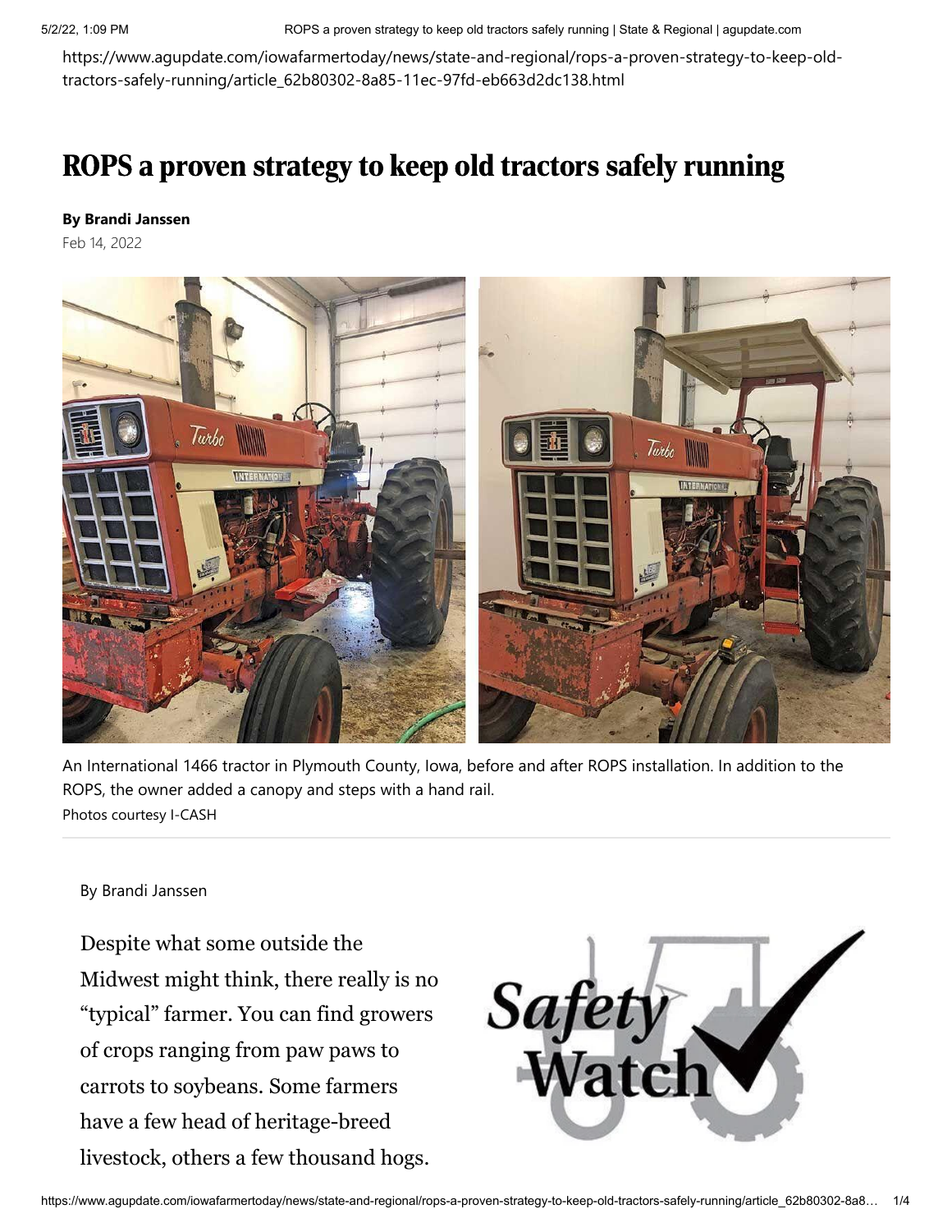https://www.agupdate.com/iowafarmertoday/news/state-and-regional/rops-a-proven-strategy-to-keep-old-tractors-safely-running/article_62b80302-8a85-11ec-97fd-eb663d2dc138.html

# ROPS a proven strategy to keep old tractors safely running

**By Brandi Janssen**

Feb 14, 2022

An International 1466 tractor in Plymouth County, Iowa, before and after ROPS installation. In addition to the ROPS, the owner added a canopy and steps with a hand rail.

Photos courtesy I-CASH

By Brandi Janssen

Despite what some outside the Midwest might think, there really is no "typical" farmer. You can find growers of crops ranging from paw paws to carrots to soybeans. Some farmers have a few head of heritage-breed livestock, others a few thousand hogs.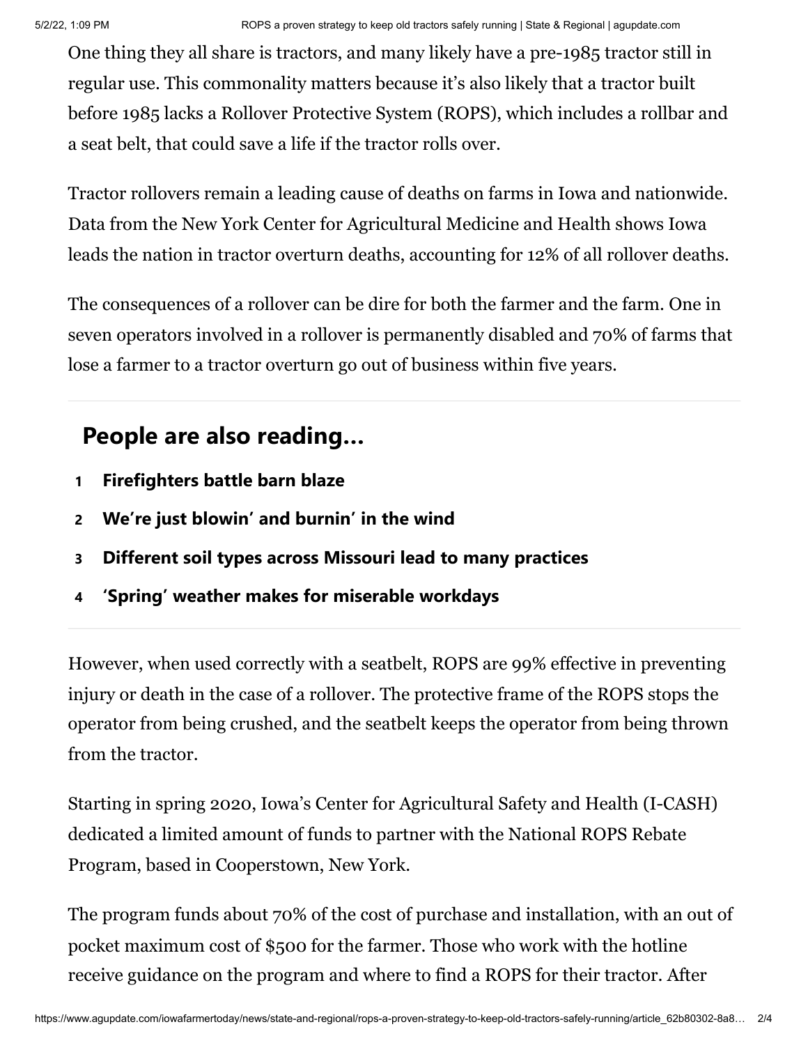One thing they all share is tractors, and many likely have a pre-1985 tractor still in regular use. This commonality matters because it's also likely that a tractor built before 1985 lacks a Rollover Protective System (ROPS), which includes a rollbar and a seat belt, that could save a life if the tractor rolls over.

Tractor rollovers remain a leading cause of deaths on farms in Iowa and nationwide. Data from the New York Center for Agricultural Medicine and Health shows Iowa leads the nation in tractor overturn deaths, accounting for 12% of all rollover deaths.

The consequences of a rollover can be dire for both the farmer and the farm. One in seven operators involved in a rollover is permanently disabled and 70% of farms that lose a farmer to a tractor overturn go out of business within five years.

## People are also reading…

1. **Firefighters battle barn blaze**
2. **We're just blowin' and burnin' in the wind**
3. **Different soil types across Missouri lead to many practices**
4. **'Spring' weather makes for miserable workdays**

However, when used correctly with a seatbelt, ROPS are 99% effective in preventing injury or death in the case of a rollover. The protective frame of the ROPS stops the operator from being crushed, and the seatbelt keeps the operator from being thrown from the tractor.

Starting in spring 2020, Iowa's Center for Agricultural Safety and Health (I-CASH) dedicated a limited amount of funds to partner with the National ROPS Rebate Program, based in Cooperstown, New York.

The program funds about 70% of the cost of purchase and installation, with an out of pocket maximum cost of $500 for the farmer. Those who work with the hotline receive guidance on the program and where to find a ROPS for their tractor. After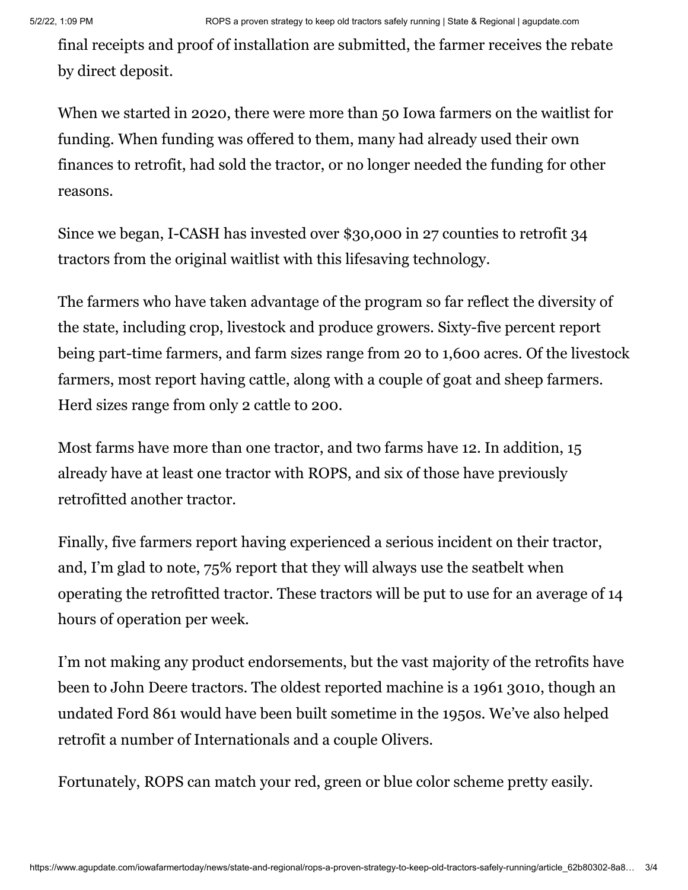final receipts and proof of installation are submitted, the farmer receives the rebate by direct deposit.

When we started in 2020, there were more than 50 Iowa farmers on the waitlist for funding. When funding was offered to them, many had already used their own finances to retrofit, had sold the tractor, or no longer needed the funding for other reasons.

Since we began, I-CASH has invested over $30,000 in 27 counties to retrofit 34 tractors from the original waitlist with this lifesaving technology.

The farmers who have taken advantage of the program so far reflect the diversity of the state, including crop, livestock and produce growers. Sixty-five percent report being part-time farmers, and farm sizes range from 20 to 1,600 acres. Of the livestock farmers, most report having cattle, along with a couple of goat and sheep farmers. Herd sizes range from only 2 cattle to 200.

Most farms have more than one tractor, and two farms have 12. In addition, 15 already have at least one tractor with ROPS, and six of those have previously retrofitted another tractor.

Finally, five farmers report having experienced a serious incident on their tractor, and, I'm glad to note, 75% report that they will always use the seatbelt when operating the retrofitted tractor. These tractors will be put to use for an average of 14 hours of operation per week.

I'm not making any product endorsements, but the vast majority of the retrofits have been to John Deere tractors. The oldest reported machine is a 1961 3010, though an undated Ford 861 would have been built sometime in the 1950s. We've also helped retrofit a number of Internationals and a couple Olivers.

Fortunately, ROPS can match your red, green or blue color scheme pretty easily.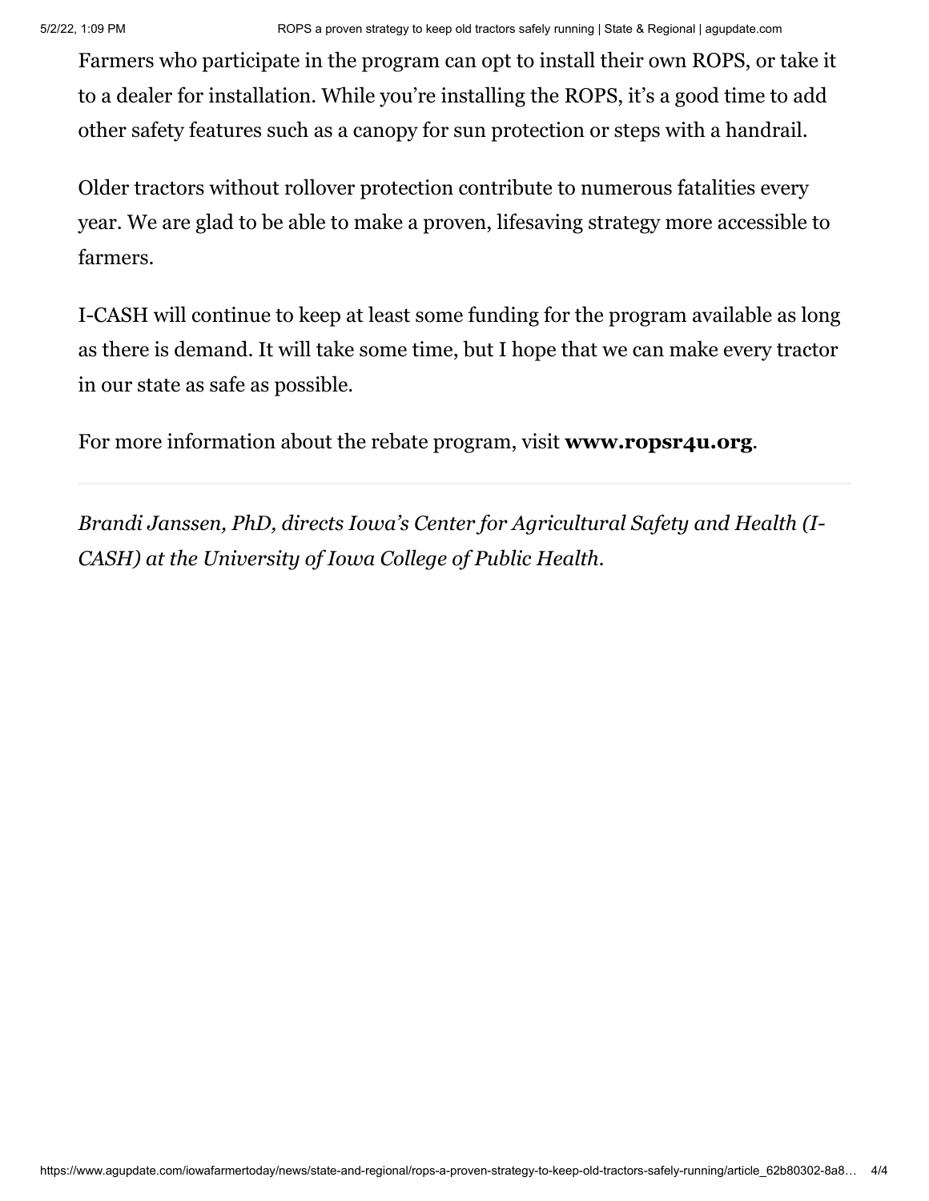Farmers who participate in the program can opt to install their own ROPS, or take it to a dealer for installation. While you're installing the ROPS, it's a good time to add other safety features such as a canopy for sun protection or steps with a handrail.

Older tractors without rollover protection contribute to numerous fatalities every year. We are glad to be able to make a proven, lifesaving strategy more accessible to farmers.

I-CASH will continue to keep at least some funding for the program available as long as there is demand. It will take some time, but I hope that we can make every tractor in our state as safe as possible.

For more information about the rebate program, visit **www.ropsr4u.org**.

---

*Brandi Janssen, PhD, directs Iowa's Center for Agricultural Safety and Health (I-CASH) at the University of Iowa College of Public Health.*